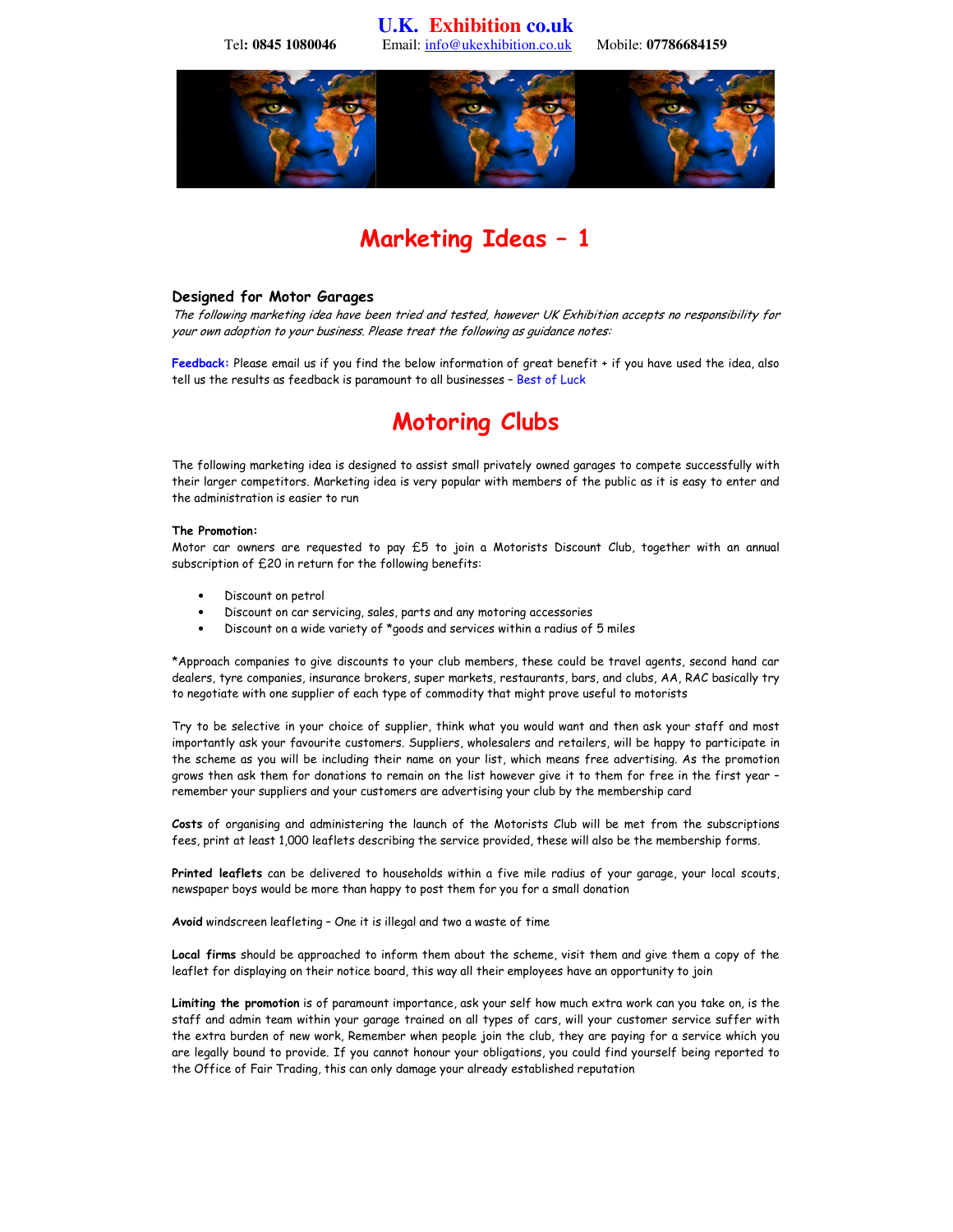# U.K. Exhibition co.uk

Tel**: 0845 1080046** Email: info@ukexhibition.co.uk Mobile: **07786684159**

# Marketing Ideas – 1

### Designed for Motor Garages

*The following marketing idea have been tried and tested, however UK Exhibition accepts no responsibility for your own adoption to your business. Please treat the following as guidance notes:*

**Feedback:** Please email us if you find the below information of great benefit + if you have used the idea, also tell us the results as feedback is paramount to all businesses – Best of Luck

## Motoring Clubs

The following marketing idea is designed to assist small privately owned garages to compete successfully with their larger competitors. Marketing idea is very popular with members of the public as it is easy to enter and the administration is easier to run

**The Promotion:**
Motor car owners are requested to pay £5 to join a Motorists Discount Club, together with an annual subscription of £20 in return for the following benefits:

- Discount on petrol
- Discount on car servicing, sales, parts and any motoring accessories
- Discount on a wide variety of *goods and services within a radius of 5 miles

*Approach companies to give discounts to your club members, these could be travel agents, second hand car dealers, tyre companies, insurance brokers, super markets, restaurants, bars, and clubs, AA, RAC basically try to negotiate with one supplier of each type of commodity that might prove useful to motorists

Try to be selective in your choice of supplier, think what you would want and then ask your staff and most importantly ask your favourite customers. Suppliers, wholesalers and retailers, will be happy to participate in the scheme as you will be including their name on your list, which means free advertising. As the promotion grows then ask them for donations to remain on the list however give it to them for free in the first year – remember your suppliers and your customers are advertising your club by the membership card

***Costs*** of organising and administering the launch of the Motorists Club will be met from the subscriptions fees, print at least 1,000 leaflets describing the service provided, these will also be the membership forms.

**Printed leaflets** can be delivered to households within a five mile radius of your garage, your local scouts, newspaper boys would be more than happy to post them for you for a small donation

**Avoid** windscreen leafleting – One it is illegal and two a waste of time

**Local firms** should be approached to inform them about the scheme, visit them and give them a copy of the leaflet for displaying on their notice board, this way all their employees have an opportunity to join

**Limiting the promotion** is of paramount importance, ask your self how much extra work can you take on, is the staff and admin team within your garage trained on all types of cars, will your customer service suffer with the extra burden of new work, Remember when people join the club, they are paying for a service which you are legally bound to provide. If you cannot honour your obligations, you could find yourself being reported to the Office of Fair Trading, this can only damage your already established reputation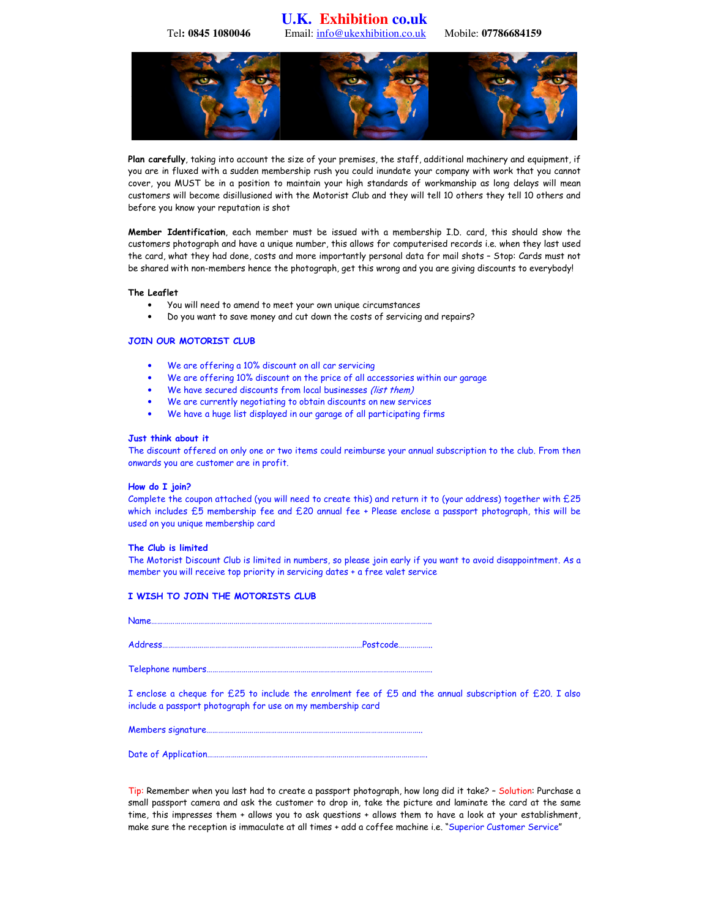# U.K. Exhibition co.uk

Tel: **0845 1080046** Email: info@ukexhibition.co.uk Mobile: **07786684159**

**Plan carefully**, taking into account the size of your premises, the staff, additional machinery and equipment, if you are in fluxed with a sudden membership rush you could inundate your company with work that you cannot cover, you MUST be in a position to maintain your high standards of workmanship as long delays will mean customers will become disillusioned with the Motorist Club and they will tell 10 others they tell 10 others and before you know your reputation is shot

**Member Identification**, each member must be issued with a membership I.D. card, this should show the customers photograph and have a unique number, this allows for computerised records i.e. when they last used the card, what they had done, costs and more importantly personal data for mail shots – Stop: Cards must not be shared with non-members hence the photograph, get this wrong and you are giving discounts to everybody!

**The Leaflet**

- You will need to amend to meet your own unique circumstances
- Do you want to save money and cut down the costs of servicing and repairs?

**JOIN OUR MOTORIST CLUB**

- We are offering a 10% discount on all car servicing
- We are offering 10% discount on the price of all accessories within our garage
- We have secured discounts from local businesses *(list them)*
- We are currently negotiating to obtain discounts on new services
- We have a huge list displayed in our garage of all participating firms

**Just think about it**

The discount offered on only one or two items could reimburse your annual subscription to the club. From then onwards you are customer are in profit.

**How do I join?**

Complete the coupon attached (you will need to create this) and return it to (your address) together with £25 which includes £5 membership fee and £20 annual fee + Please enclose a passport photograph, this will be used on you unique membership card

**The Club is limited**

The Motorist Discount Club is limited in numbers, so please join early if you want to avoid disappointment. As a member you will receive top priority in servicing dates + a free valet service

**I WISH TO JOIN THE MOTORISTS CLUB**

Name…………………………………………………………………………………………………………………

Address…………………………………………………………………………Postcode……………

Telephone numbers……………………………………………………………………………………………

I enclose a cheque for £25 to include the enrolment fee of £5 and the annual subscription of £20. I also include a passport photograph for use on my membership card

Members signature………………………………………………………………………………………

Date of Application…………………………………………………………………………………………

Tip: Remember when you last had to create a passport photograph, how long did it take? – Solution: Purchase a small passport camera and ask the customer to drop in, take the picture and laminate the card at the same time, this impresses them + allows you to ask questions + allows them to have a look at your establishment, make sure the reception is immaculate at all times + add a coffee machine i.e. "Superior Customer Service"